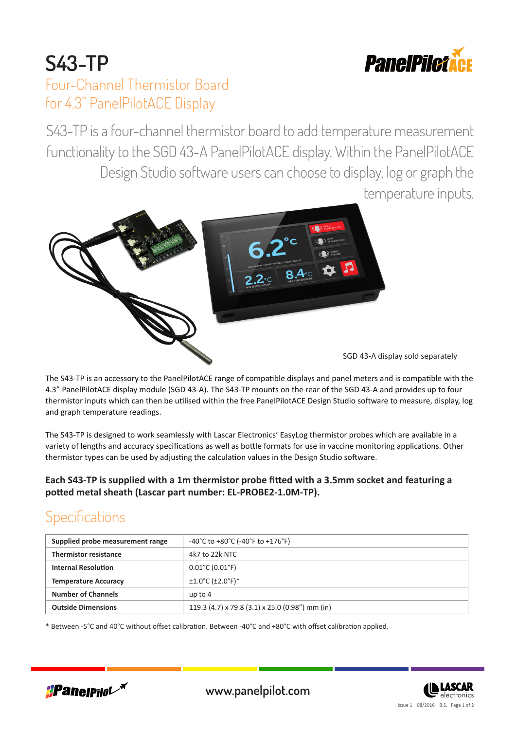# S43-TP

## Four-Channel Thermistor Board for 4.3" PanelPilotACE Display

S43-TP is a four-channel thermistor board to add temperature measurement functionality to the SGD 43-A PanelPilotACE display. Within the PanelPilotACE Design Studio software users can choose to display, log or graph the temperature inputs.

SGD 43-A display sold separately

The S43-TP is an accessory to the PanelPilotACE range of compatible displays and panel meters and is compatible with the 4.3" PanelPilotACE display module (SGD 43-A). The S43-TP mounts on the rear of the SGD 43-A and provides up to four thermistor inputs which can then be utilised within the free PanelPilotACE Design Studio software to measure, display, log and graph temperature readings.

The S43-TP is designed to work seamlessly with Lascar Electronics' EasyLog thermistor probes which are available in a variety of lengths and accuracy specifications as well as bottle formats for use in vaccine monitoring applications. Other thermistor types can be used by adjusting the calculation values in the Design Studio software.

**Each S43-TP is supplied with a 1m thermistor probe fitted with a 3.5mm socket and featuring a potted metal sheath (Lascar part number: EL-PROBE2-1.0M-TP).**

## Specifications

| | |
|---|---|
| **Supplied probe measurement range** | -40°C to +80°C (-40°F to +176°F) |
| **Thermistor resistance** | 4k7 to 22k NTC |
| **Internal Resolution** | 0.01°C (0.01°F) |
| **Temperature Accuracy** | ±1.0°C (±2.0°F)* |
| **Number of Channels** | up to 4 |
| **Outside Dimensions** | 119.3 (4.7) x 79.8 (3.1) x 25.0 (0.98") mm (in) |

* Between -5°C and 40°C without offset calibration. Between -40°C and +80°C with offset calibration applied.

www.panelpilot.com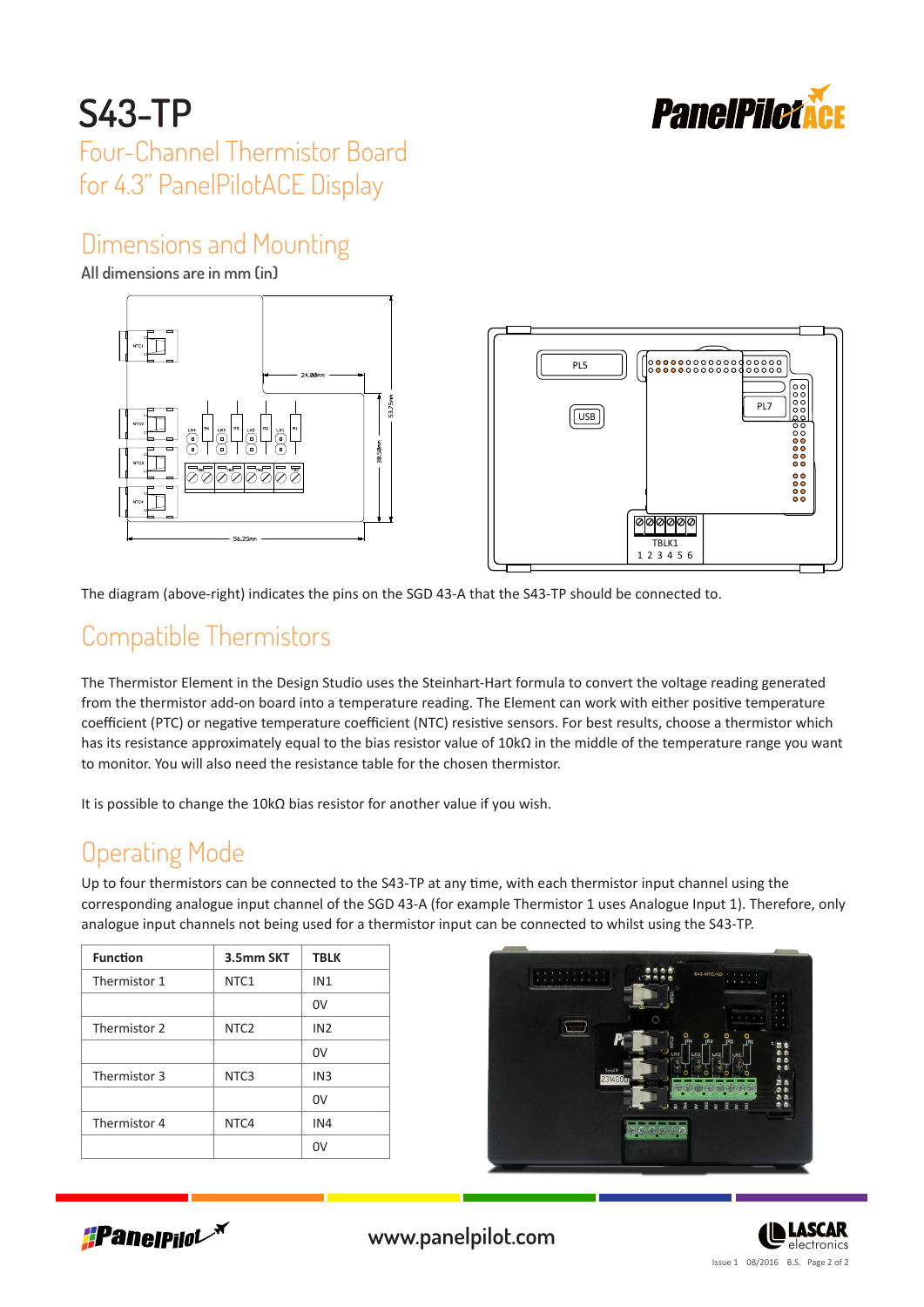# S43-TP

## Four-Channel Thermistor Board for 4.3" PanelPilotACE Display

## Dimensions and Mounting

All dimensions are in mm (in)

The diagram (above-right) indicates the pins on the SGD 43-A that the S43-TP should be connected to.

## Compatible Thermistors

The Thermistor Element in the Design Studio uses the Steinhart-Hart formula to convert the voltage reading generated from the thermistor add-on board into a temperature reading. The Element can work with either positive temperature coefficient (PTC) or negative temperature coefficient (NTC) resistive sensors. For best results, choose a thermistor which has its resistance approximately equal to the bias resistor value of 10kΩ in the middle of the temperature range you want to monitor. You will also need the resistance table for the chosen thermistor.

It is possible to change the 10kΩ bias resistor for another value if you wish.

## Operating Mode

Up to four thermistors can be connected to the S43-TP at any time, with each thermistor input channel using the corresponding analogue input channel of the SGD 43-A (for example Thermistor 1 uses Analogue Input 1). Therefore, only analogue input channels not being used for a thermistor input can be connected to whilst using the S43-TP.

| Function | 3.5mm SKT | TBLK |
|---|---|---|
| Thermistor 1 | NTC1 | IN1 |
| | | 0V |
| Thermistor 2 | NTC2 | IN2 |
| | | 0V |
| Thermistor 3 | NTC3 | IN3 |
| | | 0V |
| Thermistor 4 | NTC4 | IN4 |
| | | 0V |

www.panelpilot.com